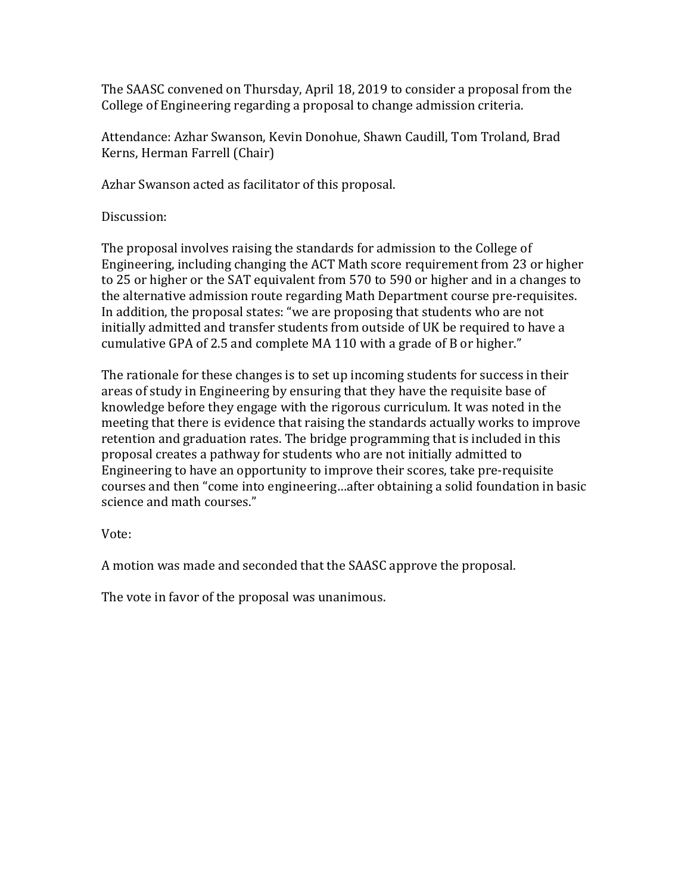The SAASC convened on Thursday, April 18, 2019 to consider a proposal from the College of Engineering regarding a proposal to change admission criteria.

Attendance: Azhar Swanson, Kevin Donohue, Shawn Caudill, Tom Troland, Brad Kerns, Herman Farrell (Chair)

Azhar Swanson acted as facilitator of this proposal.

Discussion:

The proposal involves raising the standards for admission to the College of Engineering, including changing the ACT Math score requirement from 23 or higher to 25 or higher or the SAT equivalent from 570 to 590 or higher and in a changes to the alternative admission route regarding Math Department course pre-requisites. In addition, the proposal states: "we are proposing that students who are not initially admitted and transfer students from outside of UK be required to have a cumulative GPA of 2.5 and complete MA 110 with a grade of B or higher."

The rationale for these changes is to set up incoming students for success in their areas of study in Engineering by ensuring that they have the requisite base of knowledge before they engage with the rigorous curriculum. It was noted in the meeting that there is evidence that raising the standards actually works to improve retention and graduation rates. The bridge programming that is included in this proposal creates a pathway for students who are not initially admitted to Engineering to have an opportunity to improve their scores, take pre-requisite courses and then "come into engineering…after obtaining a solid foundation in basic science and math courses."

Vote:

A motion was made and seconded that the SAASC approve the proposal.

The vote in favor of the proposal was unanimous.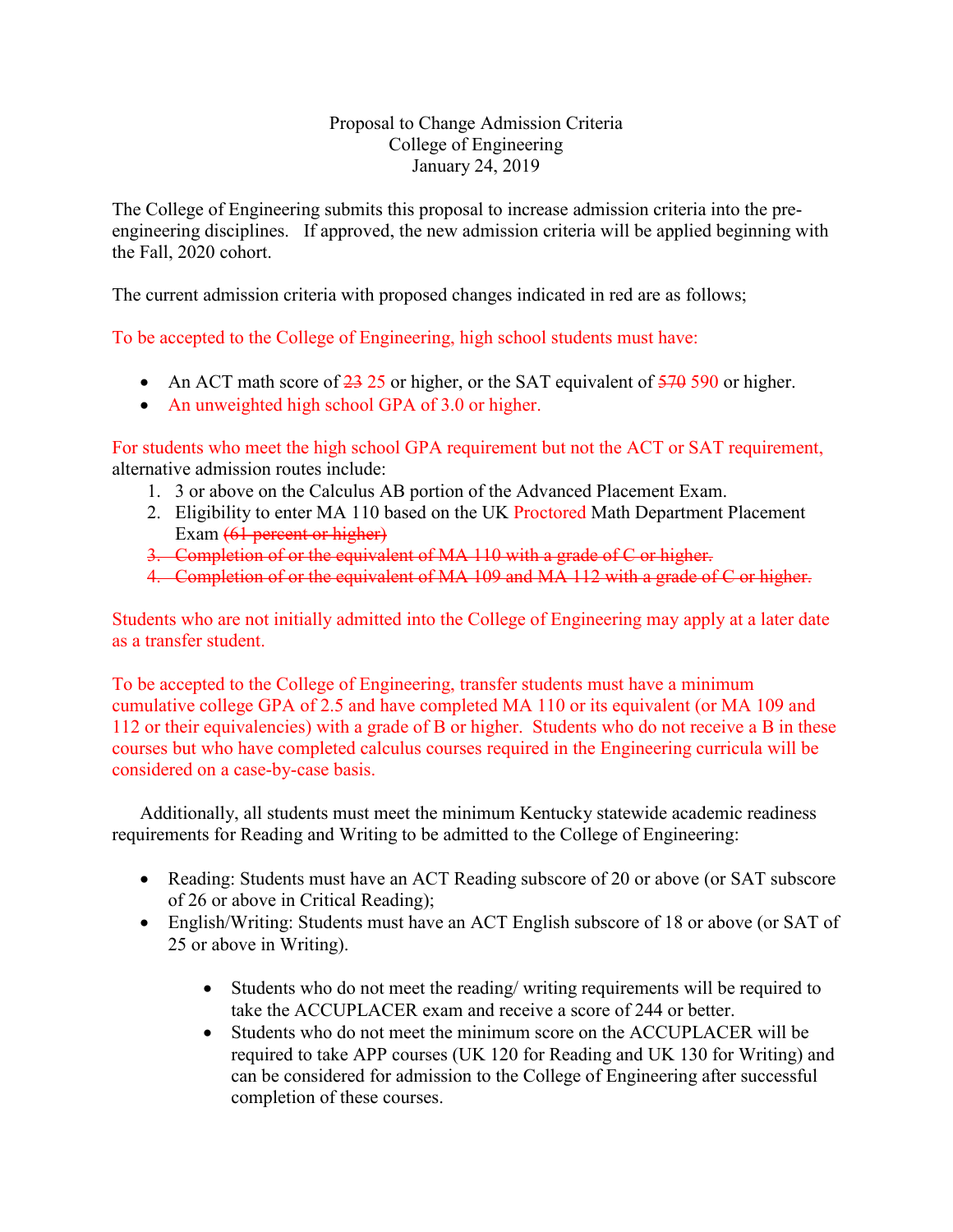Proposal to Change Admission Criteria
College of Engineering
January 24, 2019

The College of Engineering submits this proposal to increase admission criteria into the pre-engineering disciplines. If approved, the new admission criteria will be applied beginning with the Fall, 2020 cohort.

The current admission criteria with proposed changes indicated in red are as follows;

To be accepted to the College of Engineering, high school students must have:

- An ACT math score of ~~23~~ 25 or higher, or the SAT equivalent of ~~570~~ 590 or higher.
- An unweighted high school GPA of 3.0 or higher.

For students who meet the high school GPA requirement but not the ACT or SAT requirement, alternative admission routes include:

1. 3 or above on the Calculus AB portion of the Advanced Placement Exam.
2. Eligibility to enter MA 110 based on the UK Proctored Math Department Placement Exam ~~(61 percent or higher)~~
3. ~~Completion of or the equivalent of MA 110 with a grade of C or higher.~~
4. ~~Completion of or the equivalent of MA 109 and MA 112 with a grade of C or higher.~~

Students who are not initially admitted into the College of Engineering may apply at a later date as a transfer student.

To be accepted to the College of Engineering, transfer students must have a minimum cumulative college GPA of 2.5 and have completed MA 110 or its equivalent (or MA 109 and 112 or their equivalencies) with a grade of B or higher. Students who do not receive a B in these courses but who have completed calculus courses required in the Engineering curricula will be considered on a case-by-case basis.

Additionally, all students must meet the minimum Kentucky statewide academic readiness requirements for Reading and Writing to be admitted to the College of Engineering:

- Reading: Students must have an ACT Reading subscore of 20 or above (or SAT subscore of 26 or above in Critical Reading);
- English/Writing: Students must have an ACT English subscore of 18 or above (or SAT of 25 or above in Writing).
    - Students who do not meet the reading/ writing requirements will be required to take the ACCUPLACER exam and receive a score of 244 or better.
    - Students who do not meet the minimum score on the ACCUPLACER will be required to take APP courses (UK 120 for Reading and UK 130 for Writing) and can be considered for admission to the College of Engineering after successful completion of these courses.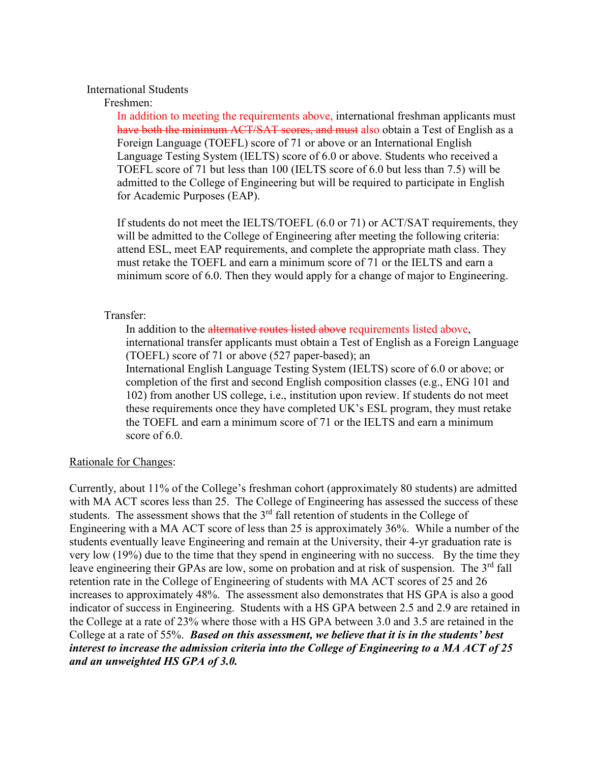International Students

Freshmen:

In addition to meeting the requirements above, international freshman applicants must ~~have both the minimum ACT/SAT scores, and must~~ also obtain a Test of English as a Foreign Language (TOEFL) score of 71 or above or an International English Language Testing System (IELTS) score of 6.0 or above. Students who received a TOEFL score of 71 but less than 100 (IELTS score of 6.0 but less than 7.5) will be admitted to the College of Engineering but will be required to participate in English for Academic Purposes (EAP).

If students do not meet the IELTS/TOEFL (6.0 or 71) or ACT/SAT requirements, they will be admitted to the College of Engineering after meeting the following criteria: attend ESL, meet EAP requirements, and complete the appropriate math class. They must retake the TOEFL and earn a minimum score of 71 or the IELTS and earn a minimum score of 6.0. Then they would apply for a change of major to Engineering.

Transfer:

In addition to the ~~alternative routes listed above~~ requirements listed above, international transfer applicants must obtain a Test of English as a Foreign Language (TOEFL) score of 71 or above (527 paper-based); an International English Language Testing System (IELTS) score of 6.0 or above; or completion of the first and second English composition classes (e.g., ENG 101 and 102) from another US college, i.e., institution upon review. If students do not meet these requirements once they have completed UK's ESL program, they must retake the TOEFL and earn a minimum score of 71 or the IELTS and earn a minimum score of 6.0.

Rationale for Changes:

Currently, about 11% of the College's freshman cohort (approximately 80 students) are admitted with MA ACT scores less than 25. The College of Engineering has assessed the success of these students. The assessment shows that the 3rd fall retention of students in the College of Engineering with a MA ACT score of less than 25 is approximately 36%. While a number of the students eventually leave Engineering and remain at the University, their 4-yr graduation rate is very low (19%) due to the time that they spend in engineering with no success. By the time they leave engineering their GPAs are low, some on probation and at risk of suspension. The 3rd fall retention rate in the College of Engineering of students with MA ACT scores of 25 and 26 increases to approximately 48%. The assessment also demonstrates that HS GPA is also a good indicator of success in Engineering. Students with a HS GPA between 2.5 and 2.9 are retained in the College at a rate of 23% where those with a HS GPA between 3.0 and 3.5 are retained in the College at a rate of 55%. ***Based on this assessment, we believe that it is in the students' best interest to increase the admission criteria into the College of Engineering to a MA ACT of 25 and an unweighted HS GPA of 3.0.***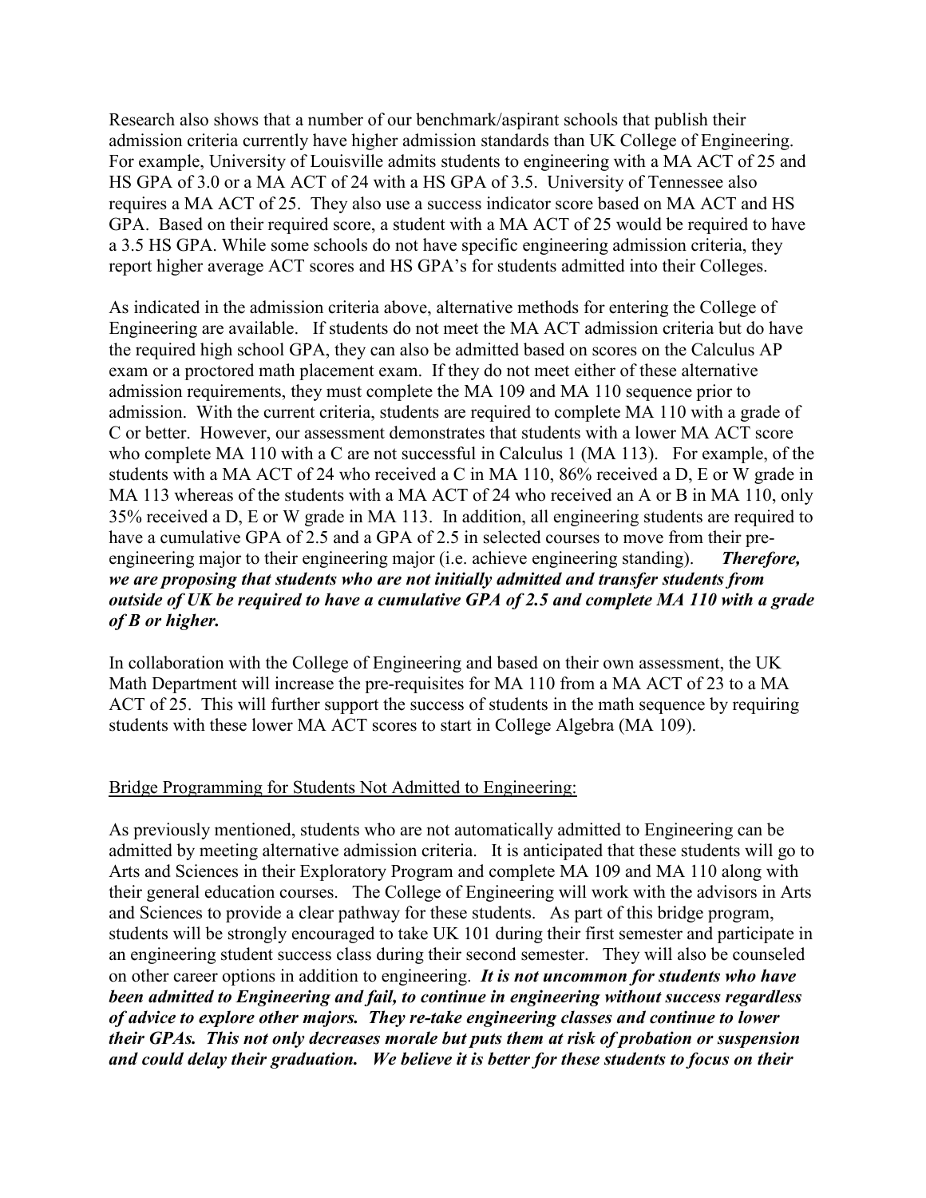Research also shows that a number of our benchmark/aspirant schools that publish their admission criteria currently have higher admission standards than UK College of Engineering. For example, University of Louisville admits students to engineering with a MA ACT of 25 and HS GPA of 3.0 or a MA ACT of 24 with a HS GPA of 3.5. University of Tennessee also requires a MA ACT of 25. They also use a success indicator score based on MA ACT and HS GPA. Based on their required score, a student with a MA ACT of 25 would be required to have a 3.5 HS GPA. While some schools do not have specific engineering admission criteria, they report higher average ACT scores and HS GPA's for students admitted into their Colleges.

As indicated in the admission criteria above, alternative methods for entering the College of Engineering are available. If students do not meet the MA ACT admission criteria but do have the required high school GPA, they can also be admitted based on scores on the Calculus AP exam or a proctored math placement exam. If they do not meet either of these alternative admission requirements, they must complete the MA 109 and MA 110 sequence prior to admission. With the current criteria, students are required to complete MA 110 with a grade of C or better. However, our assessment demonstrates that students with a lower MA ACT score who complete MA 110 with a C are not successful in Calculus 1 (MA 113). For example, of the students with a MA ACT of 24 who received a C in MA 110, 86% received a D, E or W grade in MA 113 whereas of the students with a MA ACT of 24 who received an A or B in MA 110, only 35% received a D, E or W grade in MA 113. In addition, all engineering students are required to have a cumulative GPA of 2.5 and a GPA of 2.5 in selected courses to move from their pre-engineering major to their engineering major (i.e. achieve engineering standing). ***Therefore, we are proposing that students who are not initially admitted and transfer students from outside of UK be required to have a cumulative GPA of 2.5 and complete MA 110 with a grade of B or higher.***

In collaboration with the College of Engineering and based on their own assessment, the UK Math Department will increase the pre-requisites for MA 110 from a MA ACT of 23 to a MA ACT of 25. This will further support the success of students in the math sequence by requiring students with these lower MA ACT scores to start in College Algebra (MA 109).

<u>Bridge Programming for Students Not Admitted to Engineering:</u>

As previously mentioned, students who are not automatically admitted to Engineering can be admitted by meeting alternative admission criteria. It is anticipated that these students will go to Arts and Sciences in their Exploratory Program and complete MA 109 and MA 110 along with their general education courses. The College of Engineering will work with the advisors in Arts and Sciences to provide a clear pathway for these students. As part of this bridge program, students will be strongly encouraged to take UK 101 during their first semester and participate in an engineering student success class during their second semester. They will also be counseled on other career options in addition to engineering. ***It is not uncommon for students who have been admitted to Engineering and fail, to continue in engineering without success regardless of advice to explore other majors. They re-take engineering classes and continue to lower their GPAs. This not only decreases morale but puts them at risk of probation or suspension and could delay their graduation. We believe it is better for these students to focus on their***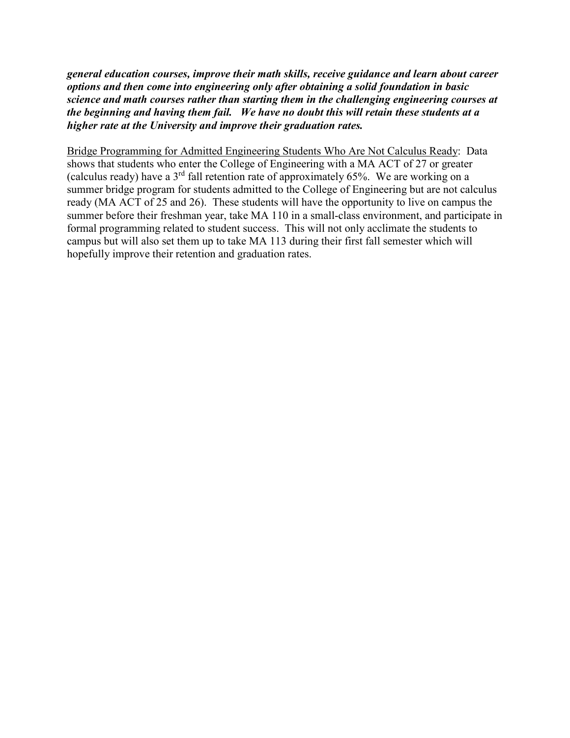***general education courses, improve their math skills, receive guidance and learn about career options and then come into engineering only after obtaining a solid foundation in basic science and math courses rather than starting them in the challenging engineering courses at the beginning and having them fail. We have no doubt this will retain these students at a higher rate at the University and improve their graduation rates.***

<u>Bridge Programming for Admitted Engineering Students Who Are Not Calculus Ready</u>: Data shows that students who enter the College of Engineering with a MA ACT of 27 or greater (calculus ready) have a 3rd fall retention rate of approximately 65%. We are working on a summer bridge program for students admitted to the College of Engineering but are not calculus ready (MA ACT of 25 and 26). These students will have the opportunity to live on campus the summer before their freshman year, take MA 110 in a small-class environment, and participate in formal programming related to student success. This will not only acclimate the students to campus but will also set them up to take MA 113 during their first fall semester which will hopefully improve their retention and graduation rates.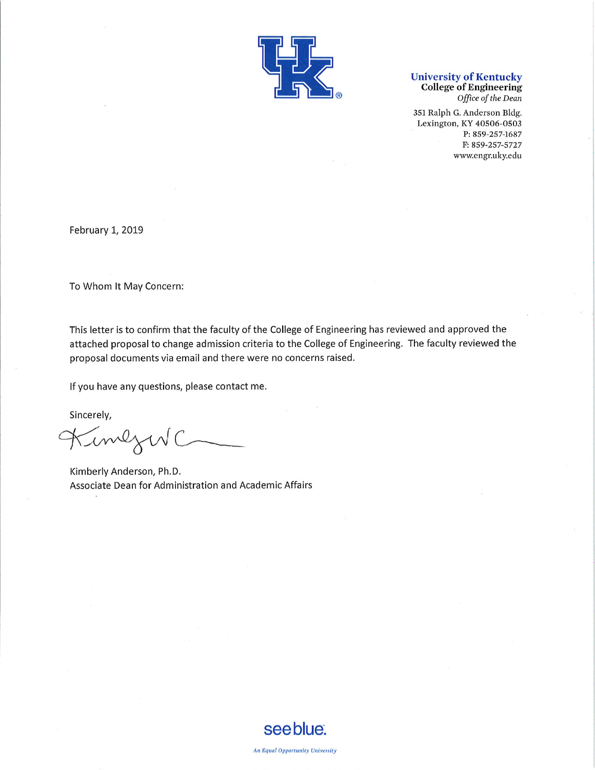**University of Kentucky**
**College of Engineering**
*Office of the Dean*

351 Ralph G. Anderson Bldg.
Lexington, KY 40506-0503
P: 859-257-1687
F: 859-257-5727
www.engr.uky.edu

February 1, 2019

To Whom It May Concern:

This letter is to confirm that the faculty of the College of Engineering has reviewed and approved the attached proposal to change admission criteria to the College of Engineering. The faculty reviewed the proposal documents via email and there were no concerns raised.

If you have any questions, please contact me.

Sincerely,

Kimberly Anderson, Ph.D.
Associate Dean for Administration and Academic Affairs

seeblue.

*An Equal Opportunity University*